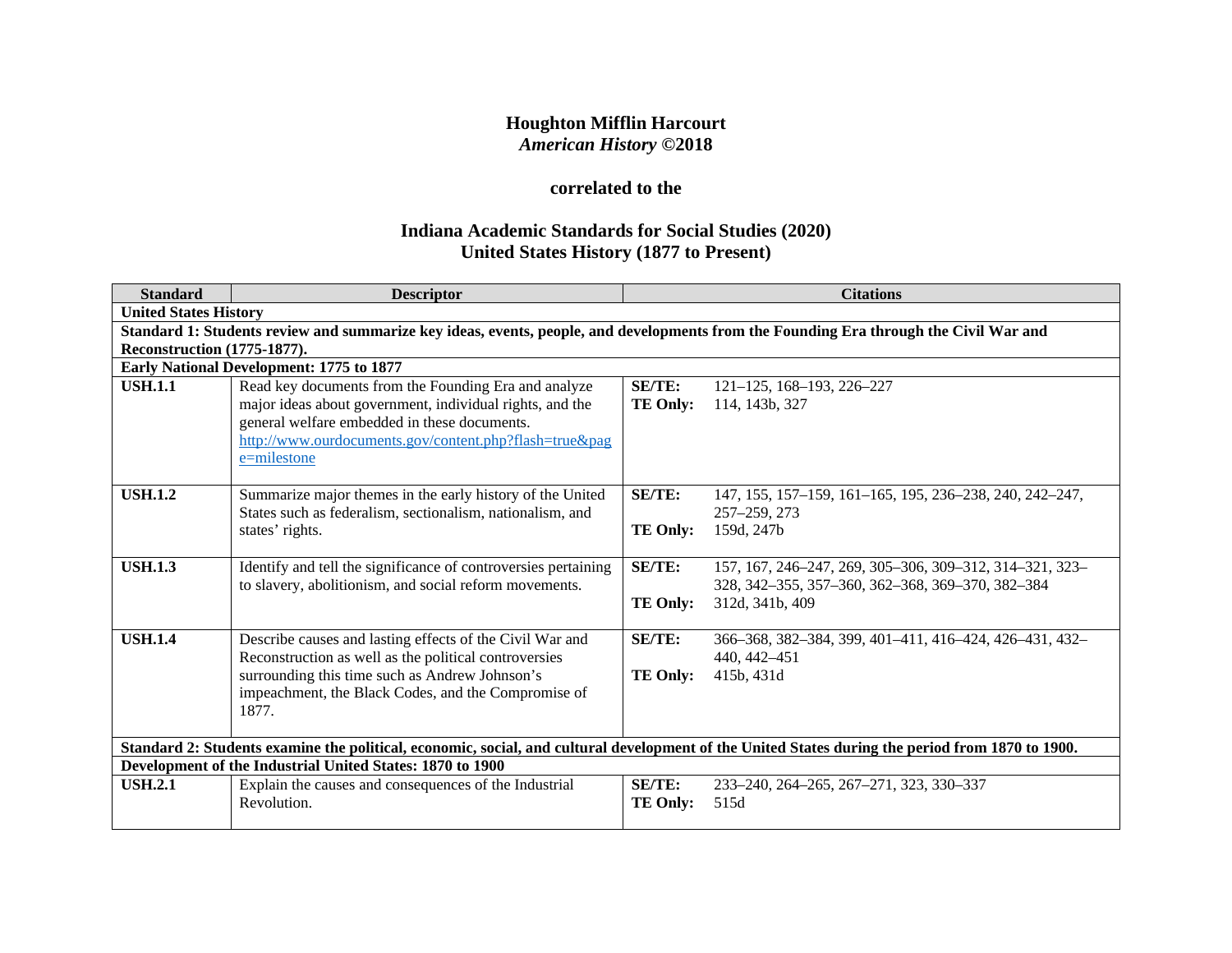**Houghton Mifflin Harcourt**
***American History* ©2018**

**correlated to the**

**Indiana Academic Standards for Social Studies (2020)**
**United States History (1877 to Present)**

| Standard | Descriptor | Citations |
|---|---|---|
| **United States History** | | |
| **Standard 1: Students review and summarize key ideas, events, people, and developments from the Founding Era through the Civil War and Reconstruction (1775-1877).** | | |
| **Early National Development: 1775 to 1877** | | |
| **USH.1.1** | Read key documents from the Founding Era and analyze major ideas about government, individual rights, and the general welfare embedded in these documents. http://www.ourdocuments.gov/content.php?flash=true&page=milestone | **SE/TE:** 121–125, 168–193, 226–227<br>**TE Only:** 114, 143b, 327 |
| **USH.1.2** | Summarize major themes in the early history of the United States such as federalism, sectionalism, nationalism, and states' rights. | **SE/TE:** 147, 155, 157–159, 161–165, 195, 236–238, 240, 242–247, 257–259, 273<br>**TE Only:** 159d, 247b |
| **USH.1.3** | Identify and tell the significance of controversies pertaining to slavery, abolitionism, and social reform movements. | **SE/TE:** 157, 167, 246–247, 269, 305–306, 309–312, 314–321, 323–328, 342–355, 357–360, 362–368, 369–370, 382–384<br>**TE Only:** 312d, 341b, 409 |
| **USH.1.4** | Describe causes and lasting effects of the Civil War and Reconstruction as well as the political controversies surrounding this time such as Andrew Johnson's impeachment, the Black Codes, and the Compromise of 1877. | **SE/TE:** 366–368, 382–384, 399, 401–411, 416–424, 426–431, 432–440, 442–451<br>**TE Only:** 415b, 431d |
| **Standard 2: Students examine the political, economic, social, and cultural development of the United States during the period from 1870 to 1900.** | | |
| **Development of the Industrial United States: 1870 to 1900** | | |
| **USH.2.1** | Explain the causes and consequences of the Industrial Revolution. | **SE/TE:** 233–240, 264–265, 267–271, 323, 330–337<br>**TE Only:** 515d |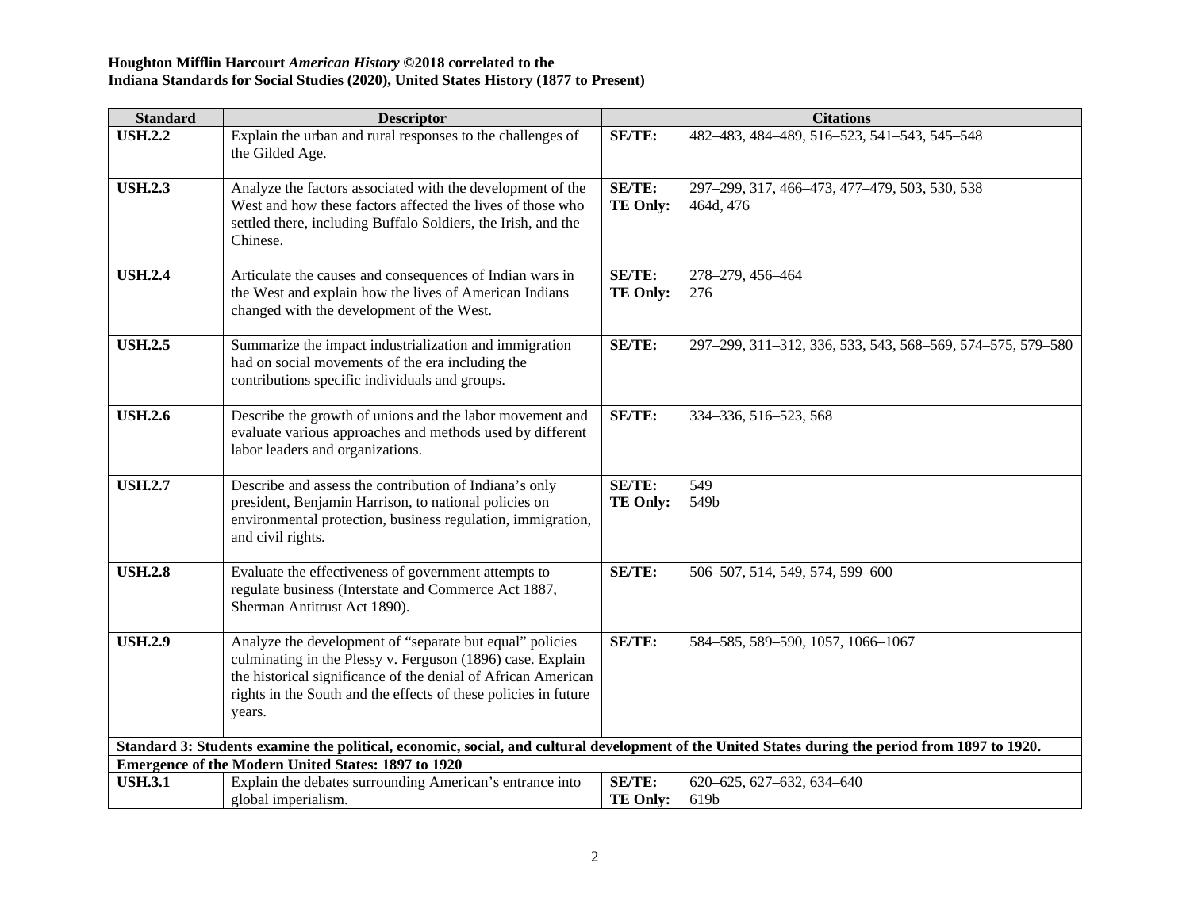**Houghton Mifflin Harcourt *American History* ©2018 correlated to the**
**Indiana Standards for Social Studies (2020), United States History (1877 to Present)**

| Standard | Descriptor | Citations | |
|---|---|---|---|
| **USH.2.2** | Explain the urban and rural responses to the challenges of the Gilded Age. | **SE/TE:** | 482–483, 484–489, 516–523, 541–543, 545–548 |
| **USH.2.3** | Analyze the factors associated with the development of the West and how these factors affected the lives of those who settled there, including Buffalo Soldiers, the Irish, and the Chinese. | **SE/TE:**<br>**TE Only:** | 297–299, 317, 466–473, 477–479, 503, 530, 538<br>464d, 476 |
| **USH.2.4** | Articulate the causes and consequences of Indian wars in the West and explain how the lives of American Indians changed with the development of the West. | **SE/TE:**<br>**TE Only:** | 278–279, 456–464<br>276 |
| **USH.2.5** | Summarize the impact industrialization and immigration had on social movements of the era including the contributions specific individuals and groups. | **SE/TE:** | 297–299, 311–312, 336, 533, 543, 568–569, 574–575, 579–580 |
| **USH.2.6** | Describe the growth of unions and the labor movement and evaluate various approaches and methods used by different labor leaders and organizations. | **SE/TE:** | 334–336, 516–523, 568 |
| **USH.2.7** | Describe and assess the contribution of Indiana's only president, Benjamin Harrison, to national policies on environmental protection, business regulation, immigration, and civil rights. | **SE/TE:**<br>**TE Only:** | 549<br>549b |
| **USH.2.8** | Evaluate the effectiveness of government attempts to regulate business (Interstate and Commerce Act 1887, Sherman Antitrust Act 1890). | **SE/TE:** | 506–507, 514, 549, 574, 599–600 |
| **USH.2.9** | Analyze the development of "separate but equal" policies culminating in the Plessy v. Ferguson (1896) case. Explain the historical significance of the denial of African American rights in the South and the effects of these policies in future years. | **SE/TE:** | 584–585, 589–590, 1057, 1066–1067 |
| **Standard 3: Students examine the political, economic, social, and cultural development of the United States during the period from 1897 to 1920.** | | | |
| **Emergence of the Modern United States: 1897 to 1920** | | | |
| **USH.3.1** | Explain the debates surrounding American's entrance into global imperialism. | **SE/TE:**<br>**TE Only:** | 620–625, 627–632, 634–640<br>619b |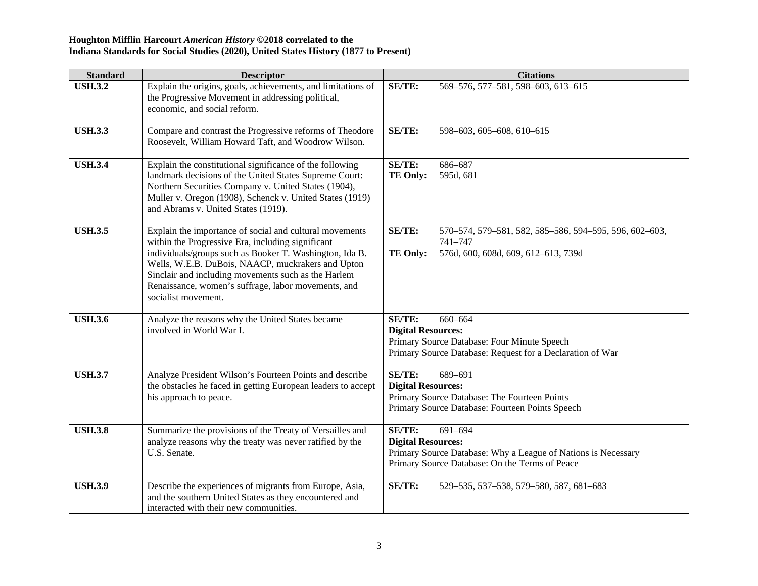**Houghton Mifflin Harcourt *American History* ©2018 correlated to the**
**Indiana Standards for Social Studies (2020), United States History (1877 to Present)**

| Standard | Descriptor | Citations |
|---|---|---|
| **USH.3.2** | Explain the origins, goals, achievements, and limitations of the Progressive Movement in addressing political, economic, and social reform. | **SE/TE:** 569–576, 577–581, 598–603, 613–615 |
| **USH.3.3** | Compare and contrast the Progressive reforms of Theodore Roosevelt, William Howard Taft, and Woodrow Wilson. | **SE/TE:** 598–603, 605–608, 610–615 |
| **USH.3.4** | Explain the constitutional significance of the following landmark decisions of the United States Supreme Court: Northern Securities Company v. United States (1904), Muller v. Oregon (1908), Schenck v. United States (1919) and Abrams v. United States (1919). | **SE/TE:** 686–687<br>**TE Only:** 595d, 681 |
| **USH.3.5** | Explain the importance of social and cultural movements within the Progressive Era, including significant individuals/groups such as Booker T. Washington, Ida B. Wells, W.E.B. DuBois, NAACP, muckrakers and Upton Sinclair and including movements such as the Harlem Renaissance, women's suffrage, labor movements, and socialist movement. | **SE/TE:** 570–574, 579–581, 582, 585–586, 594–595, 596, 602–603, 741–747<br>**TE Only:** 576d, 600, 608d, 609, 612–613, 739d |
| **USH.3.6** | Analyze the reasons why the United States became involved in World War I. | **SE/TE:** 660–664<br>**Digital Resources:**<br>Primary Source Database: Four Minute Speech<br>Primary Source Database: Request for a Declaration of War |
| **USH.3.7** | Analyze President Wilson's Fourteen Points and describe the obstacles he faced in getting European leaders to accept his approach to peace. | **SE/TE:** 689–691<br>**Digital Resources:**<br>Primary Source Database: The Fourteen Points<br>Primary Source Database: Fourteen Points Speech |
| **USH.3.8** | Summarize the provisions of the Treaty of Versailles and analyze reasons why the treaty was never ratified by the U.S. Senate. | **SE/TE:** 691–694<br>**Digital Resources:**<br>Primary Source Database: Why a League of Nations is Necessary<br>Primary Source Database: On the Terms of Peace |
| **USH.3.9** | Describe the experiences of migrants from Europe, Asia, and the southern United States as they encountered and interacted with their new communities. | **SE/TE:** 529–535, 537–538, 579–580, 587, 681–683 |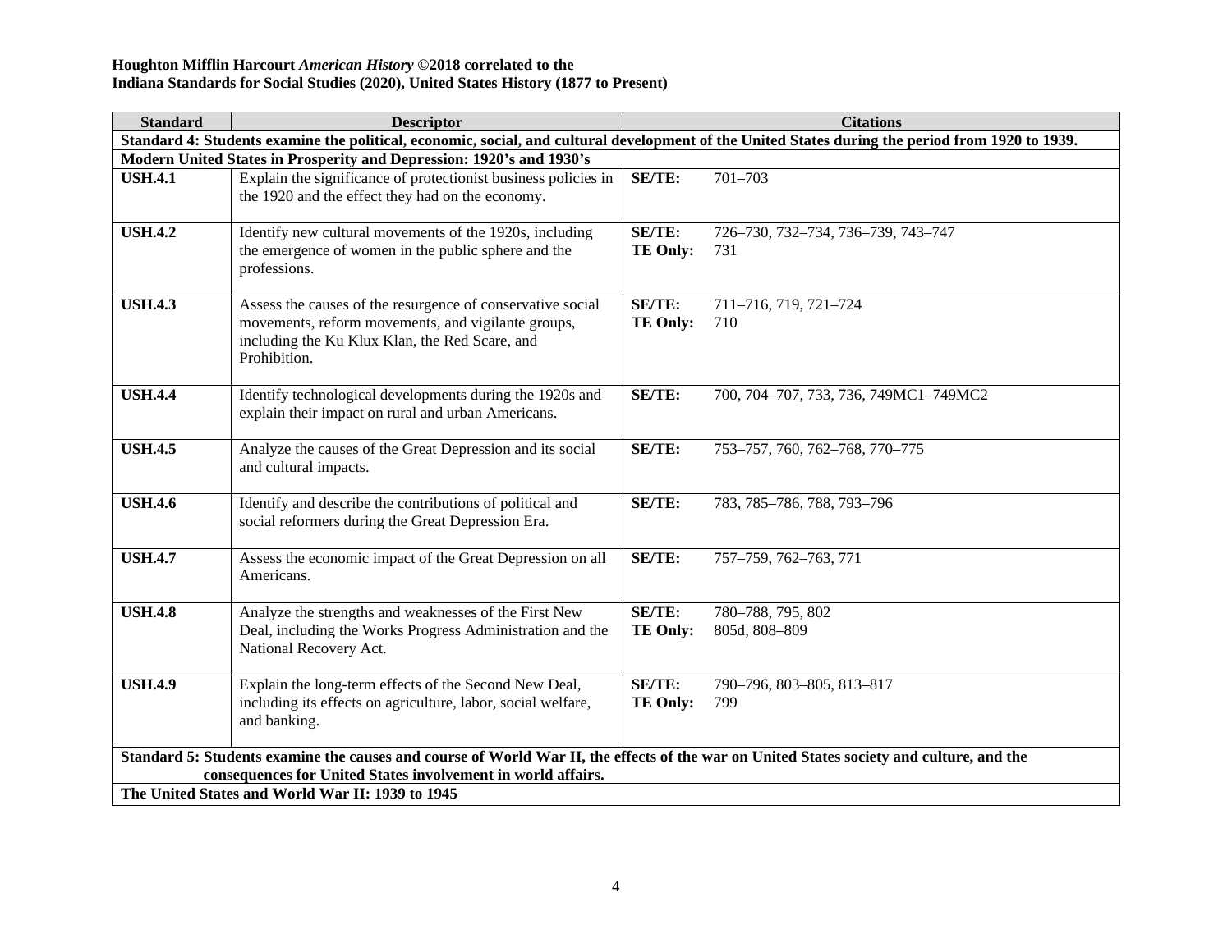**Houghton Mifflin Harcourt *American History* ©2018 correlated to the**
**Indiana Standards for Social Studies (2020), United States History (1877 to Present)**

| Standard | Descriptor | Citations |
|---|---|---|
| **Standard 4: Students examine the political, economic, social, and cultural development of the United States during the period from 1920 to 1939.** | | |
| **Modern United States in Prosperity and Depression: 1920's and 1930's** | | |
| **USH.4.1** | Explain the significance of protectionist business policies in the 1920 and the effect they had on the economy. | **SE/TE:** 701–703 |
| **USH.4.2** | Identify new cultural movements of the 1920s, including the emergence of women in the public sphere and the professions. | **SE/TE:** 726–730, 732–734, 736–739, 743–747<br>**TE Only:** 731 |
| **USH.4.3** | Assess the causes of the resurgence of conservative social movements, reform movements, and vigilante groups, including the Ku Klux Klan, the Red Scare, and Prohibition. | **SE/TE:** 711–716, 719, 721–724<br>**TE Only:** 710 |
| **USH.4.4** | Identify technological developments during the 1920s and explain their impact on rural and urban Americans. | **SE/TE:** 700, 704–707, 733, 736, 749MC1–749MC2 |
| **USH.4.5** | Analyze the causes of the Great Depression and its social and cultural impacts. | **SE/TE:** 753–757, 760, 762–768, 770–775 |
| **USH.4.6** | Identify and describe the contributions of political and social reformers during the Great Depression Era. | **SE/TE:** 783, 785–786, 788, 793–796 |
| **USH.4.7** | Assess the economic impact of the Great Depression on all Americans. | **SE/TE:** 757–759, 762–763, 771 |
| **USH.4.8** | Analyze the strengths and weaknesses of the First New Deal, including the Works Progress Administration and the National Recovery Act. | **SE/TE:** 780–788, 795, 802<br>**TE Only:** 805d, 808–809 |
| **USH.4.9** | Explain the long-term effects of the Second New Deal, including its effects on agriculture, labor, social welfare, and banking. | **SE/TE:** 790–796, 803–805, 813–817<br>**TE Only:** 799 |
| **Standard 5: Students examine the causes and course of World War II, the effects of the war on United States society and culture, and the consequences for United States involvement in world affairs.** | | |
| **The United States and World War II: 1939 to 1945** | | |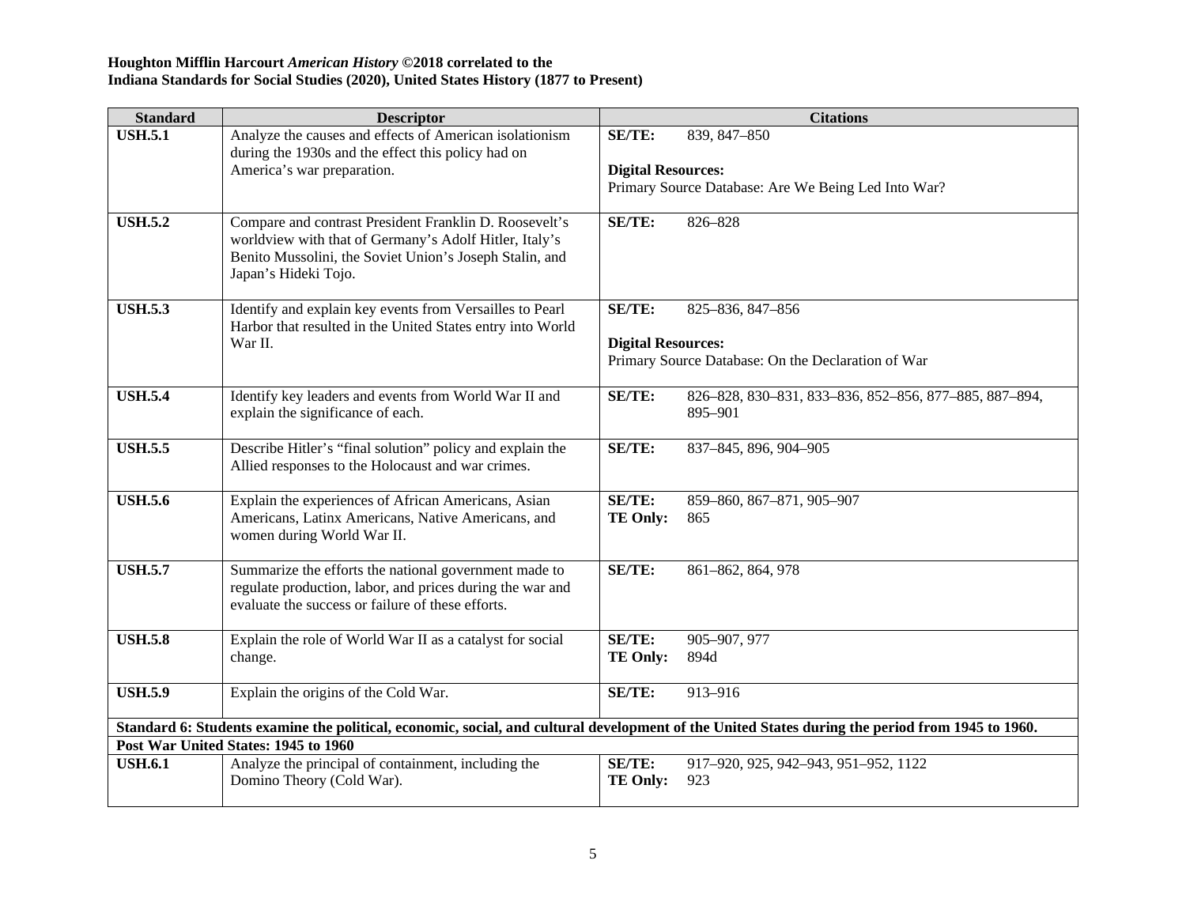**Houghton Mifflin Harcourt *American History* ©2018 correlated to the**
**Indiana Standards for Social Studies (2020), United States History (1877 to Present)**

| Standard | Descriptor | Citations |
|---|---|---|
| **USH.5.1** | Analyze the causes and effects of American isolationism during the 1930s and the effect this policy had on America's war preparation. | **SE/TE:** 839, 847–850<br><br>**Digital Resources:**<br>Primary Source Database: Are We Being Led Into War? |
| **USH.5.2** | Compare and contrast President Franklin D. Roosevelt's worldview with that of Germany's Adolf Hitler, Italy's Benito Mussolini, the Soviet Union's Joseph Stalin, and Japan's Hideki Tojo. | **SE/TE:** 826–828 |
| **USH.5.3** | Identify and explain key events from Versailles to Pearl Harbor that resulted in the United States entry into World War II. | **SE/TE:** 825–836, 847–856<br><br>**Digital Resources:**<br>Primary Source Database: On the Declaration of War |
| **USH.5.4** | Identify key leaders and events from World War II and explain the significance of each. | **SE/TE:** 826–828, 830–831, 833–836, 852–856, 877–885, 887–894, 895–901 |
| **USH.5.5** | Describe Hitler's "final solution" policy and explain the Allied responses to the Holocaust and war crimes. | **SE/TE:** 837–845, 896, 904–905 |
| **USH.5.6** | Explain the experiences of African Americans, Asian Americans, Latinx Americans, Native Americans, and women during World War II. | **SE/TE:** 859–860, 867–871, 905–907<br>**TE Only:** 865 |
| **USH.5.7** | Summarize the efforts the national government made to regulate production, labor, and prices during the war and evaluate the success or failure of these efforts. | **SE/TE:** 861–862, 864, 978 |
| **USH.5.8** | Explain the role of World War II as a catalyst for social change. | **SE/TE:** 905–907, 977<br>**TE Only:** 894d |
| **USH.5.9** | Explain the origins of the Cold War. | **SE/TE:** 913–916 |
| **Standard 6: Students examine the political, economic, social, and cultural development of the United States during the period from 1945 to 1960.** | | |
| **Post War United States: 1945 to 1960** | | |
| **USH.6.1** | Analyze the principal of containment, including the Domino Theory (Cold War). | **SE/TE:** 917–920, 925, 942–943, 951–952, 1122<br>**TE Only:** 923 |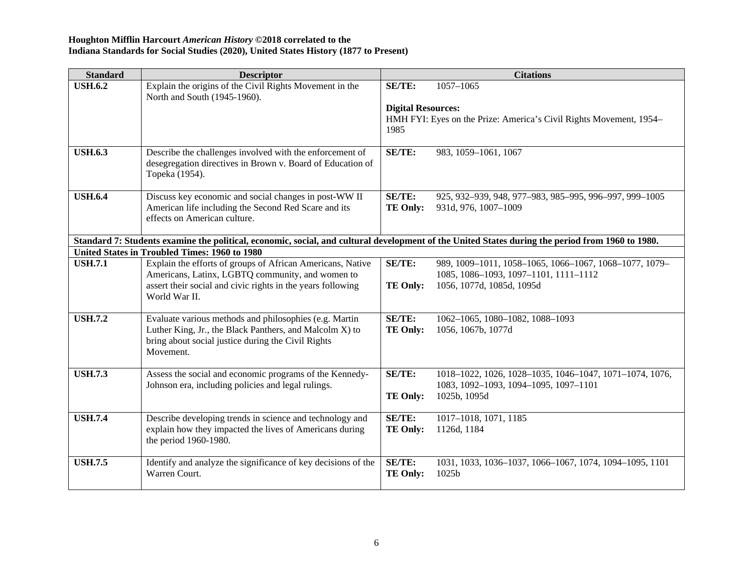**Houghton Mifflin Harcourt *American History* ©2018 correlated to the**
**Indiana Standards for Social Studies (2020), United States History (1877 to Present)**

| Standard | Descriptor | Citations |
|---|---|---|
| **USH.6.2** | Explain the origins of the Civil Rights Movement in the North and South (1945-1960). | **SE/TE:** 1057–1065<br><br>**Digital Resources:**<br>HMH FYI: Eyes on the Prize: America's Civil Rights Movement, 1954–1985 |
| **USH.6.3** | Describe the challenges involved with the enforcement of desegregation directives in Brown v. Board of Education of Topeka (1954). | **SE/TE:** 983, 1059–1061, 1067 |
| **USH.6.4** | Discuss key economic and social changes in post-WW II American life including the Second Red Scare and its effects on American culture. | **SE/TE:** 925, 932–939, 948, 977–983, 985–995, 996–997, 999–1005<br>**TE Only:** 931d, 976, 1007–1009 |
| **Standard 7: Students examine the political, economic, social, and cultural development of the United States during the period from 1960 to 1980.** | | |
| **United States in Troubled Times: 1960 to 1980** | | |
| **USH.7.1** | Explain the efforts of groups of African Americans, Native Americans, Latinx, LGBTQ community, and women to assert their social and civic rights in the years following World War II. | **SE/TE:** 989, 1009–1011, 1058–1065, 1066–1067, 1068–1077, 1079–1085, 1086–1093, 1097–1101, 1111–1112<br>**TE Only:** 1056, 1077d, 1085d, 1095d |
| **USH.7.2** | Evaluate various methods and philosophies (e.g. Martin Luther King, Jr., the Black Panthers, and Malcolm X) to bring about social justice during the Civil Rights Movement. | **SE/TE:** 1062–1065, 1080–1082, 1088–1093<br>**TE Only:** 1056, 1067b, 1077d |
| **USH.7.3** | Assess the social and economic programs of the Kennedy-Johnson era, including policies and legal rulings. | **SE/TE:** 1018–1022, 1026, 1028–1035, 1046–1047, 1071–1074, 1076, 1083, 1092–1093, 1094–1095, 1097–1101<br>**TE Only:** 1025b, 1095d |
| **USH.7.4** | Describe developing trends in science and technology and explain how they impacted the lives of Americans during the period 1960-1980. | **SE/TE:** 1017–1018, 1071, 1185<br>**TE Only:** 1126d, 1184 |
| **USH.7.5** | Identify and analyze the significance of key decisions of the Warren Court. | **SE/TE:** 1031, 1033, 1036–1037, 1066–1067, 1074, 1094–1095, 1101<br>**TE Only:** 1025b |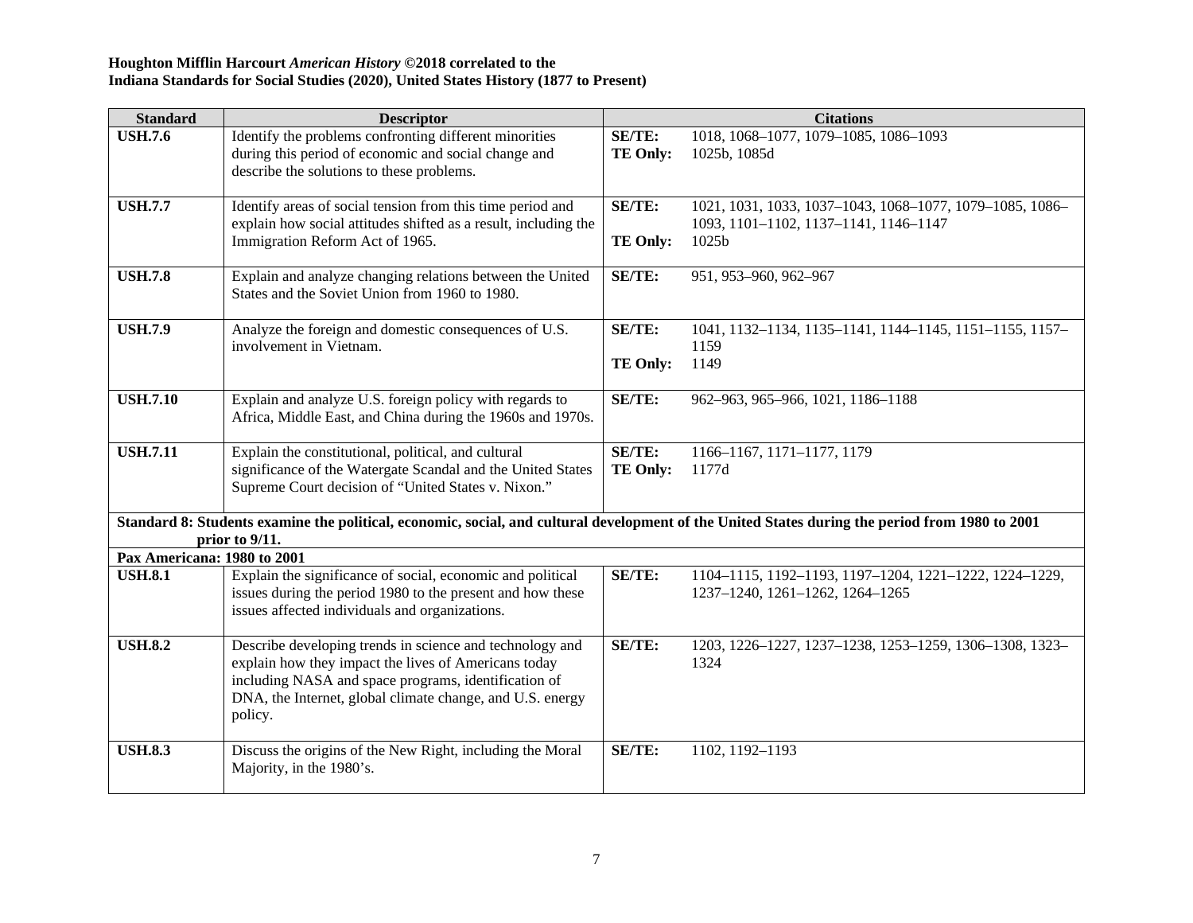**Houghton Mifflin Harcourt *American History* ©2018 correlated to the**
**Indiana Standards for Social Studies (2020), United States History (1877 to Present)**

| Standard | Descriptor | Citations | |
|---|---|---|---|
| **USH.7.6** | Identify the problems confronting different minorities during this period of economic and social change and describe the solutions to these problems. | **SE/TE:**<br>**TE Only:** | 1018, 1068–1077, 1079–1085, 1086–1093<br>1025b, 1085d |
| **USH.7.7** | Identify areas of social tension from this time period and explain how social attitudes shifted as a result, including the Immigration Reform Act of 1965. | **SE/TE:**<br>**TE Only:** | 1021, 1031, 1033, 1037–1043, 1068–1077, 1079–1085, 1086–1093, 1101–1102, 1137–1141, 1146–1147<br>1025b |
| **USH.7.8** | Explain and analyze changing relations between the United States and the Soviet Union from 1960 to 1980. | **SE/TE:** | 951, 953–960, 962–967 |
| **USH.7.9** | Analyze the foreign and domestic consequences of U.S. involvement in Vietnam. | **SE/TE:**<br>**TE Only:** | 1041, 1132–1134, 1135–1141, 1144–1145, 1151–1155, 1157–1159<br>1149 |
| **USH.7.10** | Explain and analyze U.S. foreign policy with regards to Africa, Middle East, and China during the 1960s and 1970s. | **SE/TE:** | 962–963, 965–966, 1021, 1186–1188 |
| **USH.7.11** | Explain the constitutional, political, and cultural significance of the Watergate Scandal and the United States Supreme Court decision of "United States v. Nixon." | **SE/TE:**<br>**TE Only:** | 1166–1167, 1171–1177, 1179<br>1177d |
| **Standard 8: Students examine the political, economic, social, and cultural development of the United States during the period from 1980 to 2001 prior to 9/11.** | | | |
| **Pax Americana: 1980 to 2001** | | | |
| **USH.8.1** | Explain the significance of social, economic and political issues during the period 1980 to the present and how these issues affected individuals and organizations. | **SE/TE:** | 1104–1115, 1192–1193, 1197–1204, 1221–1222, 1224–1229, 1237–1240, 1261–1262, 1264–1265 |
| **USH.8.2** | Describe developing trends in science and technology and explain how they impact the lives of Americans today including NASA and space programs, identification of DNA, the Internet, global climate change, and U.S. energy policy. | **SE/TE:** | 1203, 1226–1227, 1237–1238, 1253–1259, 1306–1308, 1323–1324 |
| **USH.8.3** | Discuss the origins of the New Right, including the Moral Majority, in the 1980's. | **SE/TE:** | 1102, 1192–1193 |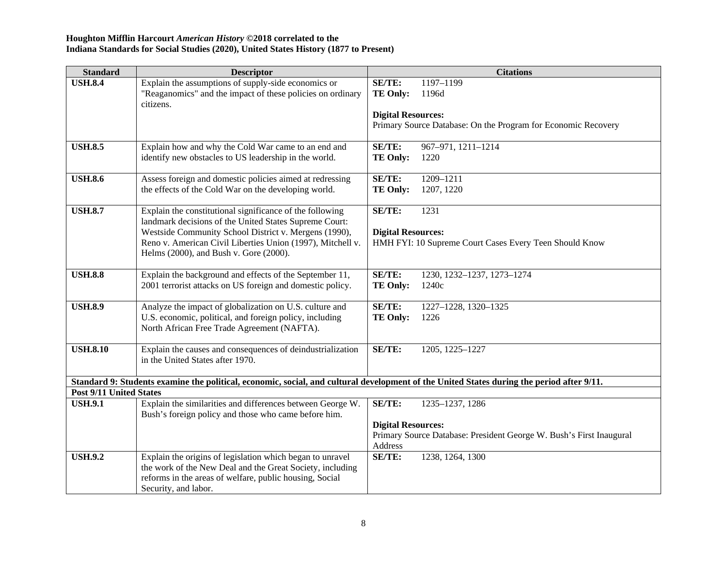**Houghton Mifflin Harcourt *American History* ©2018 correlated to the**
**Indiana Standards for Social Studies (2020), United States History (1877 to Present)**

| Standard | Descriptor | Citations |
|---|---|---|
| **USH.8.4** | Explain the assumptions of supply-side economics or "Reaganomics" and the impact of these policies on ordinary citizens. | **SE/TE:** 1197–1199<br>**TE Only:** 1196d<br><br>**Digital Resources:**<br>Primary Source Database: On the Program for Economic Recovery |
| **USH.8.5** | Explain how and why the Cold War came to an end and identify new obstacles to US leadership in the world. | **SE/TE:** 967–971, 1211–1214<br>**TE Only:** 1220 |
| **USH.8.6** | Assess foreign and domestic policies aimed at redressing the effects of the Cold War on the developing world. | **SE/TE:** 1209–1211<br>**TE Only:** 1207, 1220 |
| **USH.8.7** | Explain the constitutional significance of the following landmark decisions of the United States Supreme Court: Westside Community School District v. Mergens (1990), Reno v. American Civil Liberties Union (1997), Mitchell v. Helms (2000), and Bush v. Gore (2000). | **SE/TE:** 1231<br><br>**Digital Resources:**<br>HMH FYI: 10 Supreme Court Cases Every Teen Should Know |
| **USH.8.8** | Explain the background and effects of the September 11, 2001 terrorist attacks on US foreign and domestic policy. | **SE/TE:** 1230, 1232–1237, 1273–1274<br>**TE Only:** 1240c |
| **USH.8.9** | Analyze the impact of globalization on U.S. culture and U.S. economic, political, and foreign policy, including North African Free Trade Agreement (NAFTA). | **SE/TE:** 1227–1228, 1320–1325<br>**TE Only:** 1226 |
| **USH.8.10** | Explain the causes and consequences of deindustrialization in the United States after 1970. | **SE/TE:** 1205, 1225–1227 |
| **Standard 9: Students examine the political, economic, social, and cultural development of the United States during the period after 9/11.** | | |
| **Post 9/11 United States** | | |
| **USH.9.1** | Explain the similarities and differences between George W. Bush's foreign policy and those who came before him. | **SE/TE:** 1235–1237, 1286<br><br>**Digital Resources:**<br>Primary Source Database: President George W. Bush's First Inaugural Address |
| **USH.9.2** | Explain the origins of legislation which began to unravel the work of the New Deal and the Great Society, including reforms in the areas of welfare, public housing, Social Security, and labor. | **SE/TE:** 1238, 1264, 1300 |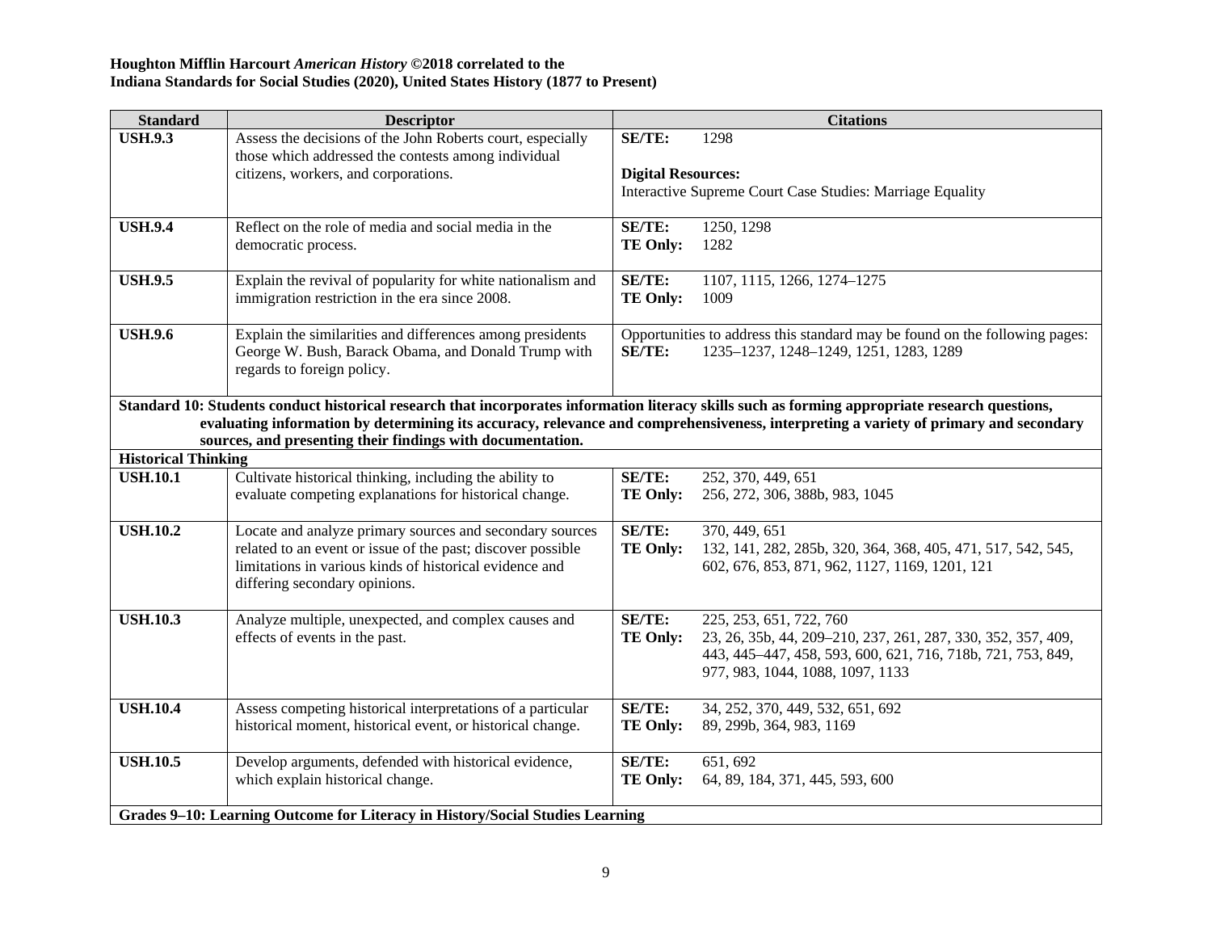**Houghton Mifflin Harcourt *American History* ©2018 correlated to the**
**Indiana Standards for Social Studies (2020), United States History (1877 to Present)**

| Standard | Descriptor | Citations |
| --- | --- | --- |
| **USH.9.3** | Assess the decisions of the John Roberts court, especially those which addressed the contests among individual citizens, workers, and corporations. | **SE/TE:** 1298<br><br>**Digital Resources:**<br>Interactive Supreme Court Case Studies: Marriage Equality |
| **USH.9.4** | Reflect on the role of media and social media in the democratic process. | **SE/TE:** 1250, 1298<br>**TE Only:** 1282 |
| **USH.9.5** | Explain the revival of popularity for white nationalism and immigration restriction in the era since 2008. | **SE/TE:** 1107, 1115, 1266, 1274–1275<br>**TE Only:** 1009 |
| **USH.9.6** | Explain the similarities and differences among presidents George W. Bush, Barack Obama, and Donald Trump with regards to foreign policy. | Opportunities to address this standard may be found on the following pages:<br>**SE/TE:** 1235–1237, 1248–1249, 1251, 1283, 1289 |
| **Standard 10: Students conduct historical research that incorporates information literacy skills such as forming appropriate research questions, evaluating information by determining its accuracy, relevance and comprehensiveness, interpreting a variety of primary and secondary sources, and presenting their findings with documentation.** | | |
| **Historical Thinking** | | |
| **USH.10.1** | Cultivate historical thinking, including the ability to evaluate competing explanations for historical change. | **SE/TE:** 252, 370, 449, 651<br>**TE Only:** 256, 272, 306, 388b, 983, 1045 |
| **USH.10.2** | Locate and analyze primary sources and secondary sources related to an event or issue of the past; discover possible limitations in various kinds of historical evidence and differing secondary opinions. | **SE/TE:** 370, 449, 651<br>**TE Only:** 132, 141, 282, 285b, 320, 364, 368, 405, 471, 517, 542, 545, 602, 676, 853, 871, 962, 1127, 1169, 1201, 121 |
| **USH.10.3** | Analyze multiple, unexpected, and complex causes and effects of events in the past. | **SE/TE:** 225, 253, 651, 722, 760<br>**TE Only:** 23, 26, 35b, 44, 209–210, 237, 261, 287, 330, 352, 357, 409, 443, 445–447, 458, 593, 600, 621, 716, 718b, 721, 753, 849, 977, 983, 1044, 1088, 1097, 1133 |
| **USH.10.4** | Assess competing historical interpretations of a particular historical moment, historical event, or historical change. | **SE/TE:** 34, 252, 370, 449, 532, 651, 692<br>**TE Only:** 89, 299b, 364, 983, 1169 |
| **USH.10.5** | Develop arguments, defended with historical evidence, which explain historical change. | **SE/TE:** 651, 692<br>**TE Only:** 64, 89, 184, 371, 445, 593, 600 |
| **Grades 9–10: Learning Outcome for Literacy in History/Social Studies Learning** | | |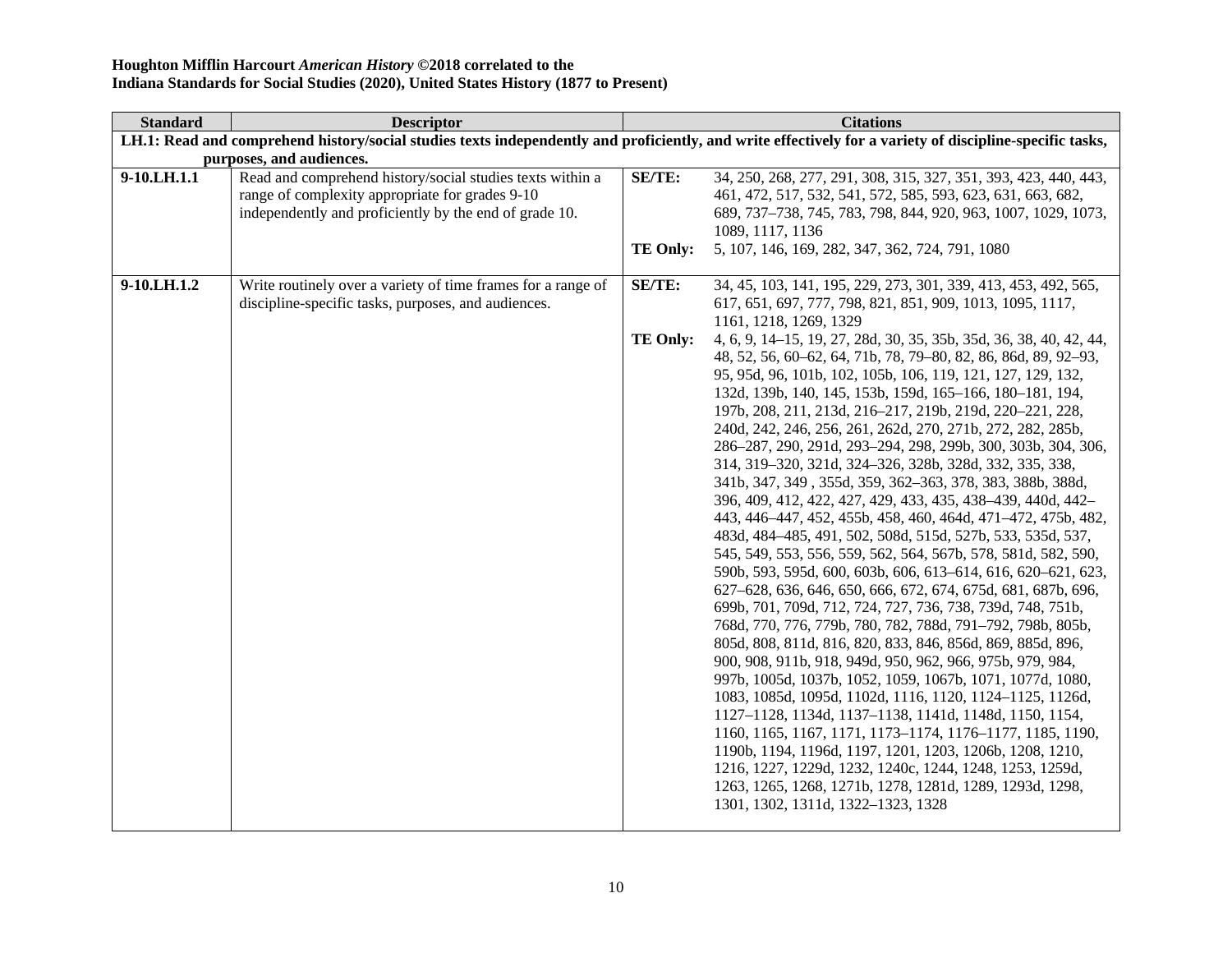**Houghton Mifflin Harcourt *American History* ©2018 correlated to the**
**Indiana Standards for Social Studies (2020), United States History (1877 to Present)**

| Standard | Descriptor | Citations | |
|---|---|---|---|
| **LH.1: Read and comprehend history/social studies texts independently and proficiently, and write effectively for a variety of discipline-specific tasks, purposes, and audiences.** | | | |
| **9-10.LH.1.1** | Read and comprehend history/social studies texts within a range of complexity appropriate for grades 9-10 independently and proficiently by the end of grade 10. | **SE/TE:** | 34, 250, 268, 277, 291, 308, 315, 327, 351, 393, 423, 440, 443, 461, 472, 517, 532, 541, 572, 585, 593, 623, 631, 663, 682, 689, 737–738, 745, 783, 798, 844, 920, 963, 1007, 1029, 1073, 1089, 1117, 1136 |
| | | **TE Only:** | 5, 107, 146, 169, 282, 347, 362, 724, 791, 1080 |
| **9-10.LH.1.2** | Write routinely over a variety of time frames for a range of discipline-specific tasks, purposes, and audiences. | **SE/TE:** | 34, 45, 103, 141, 195, 229, 273, 301, 339, 413, 453, 492, 565, 617, 651, 697, 777, 798, 821, 851, 909, 1013, 1095, 1117, 1161, 1218, 1269, 1329 |
| | | **TE Only:** | 4, 6, 9, 14–15, 19, 27, 28d, 30, 35, 35b, 35d, 36, 38, 40, 42, 44, 48, 52, 56, 60–62, 64, 71b, 78, 79–80, 82, 86, 86d, 89, 92–93, 95, 95d, 96, 101b, 102, 105b, 106, 119, 121, 127, 129, 132, 132d, 139b, 140, 145, 153b, 159d, 165–166, 180–181, 194, 197b, 208, 211, 213d, 216–217, 219b, 219d, 220–221, 228, 240d, 242, 246, 256, 261, 262d, 270, 271b, 272, 282, 285b, 286–287, 290, 291d, 293–294, 298, 299b, 300, 303b, 304, 306, 314, 319–320, 321d, 324–326, 328b, 328d, 332, 335, 338, 341b, 347, 349 , 355d, 359, 362–363, 378, 383, 388b, 388d, 396, 409, 412, 422, 427, 429, 433, 435, 438–439, 440d, 442–443, 446–447, 452, 455b, 458, 460, 464d, 471–472, 475b, 482, 483d, 484–485, 491, 502, 508d, 515d, 527b, 533, 535d, 537, 545, 549, 553, 556, 559, 562, 564, 567b, 578, 581d, 582, 590, 590b, 593, 595d, 600, 603b, 606, 613–614, 616, 620–621, 623, 627–628, 636, 646, 650, 666, 672, 674, 675d, 681, 687b, 696, 699b, 701, 709d, 712, 724, 727, 736, 738, 739d, 748, 751b, 768d, 770, 776, 779b, 780, 782, 788d, 791–792, 798b, 805b, 805d, 808, 811d, 816, 820, 833, 846, 856d, 869, 885d, 896, 900, 908, 911b, 918, 949d, 950, 962, 966, 975b, 979, 984, 997b, 1005d, 1037b, 1052, 1059, 1067b, 1071, 1077d, 1080, 1083, 1085d, 1095d, 1102d, 1116, 1120, 1124–1125, 1126d, 1127–1128, 1134d, 1137–1138, 1141d, 1148d, 1150, 1154, 1160, 1165, 1167, 1171, 1173–1174, 1176–1177, 1185, 1190, 1190b, 1194, 1196d, 1197, 1201, 1203, 1206b, 1208, 1210, 1216, 1227, 1229d, 1232, 1240c, 1244, 1248, 1253, 1259d, 1263, 1265, 1268, 1271b, 1278, 1281d, 1289, 1293d, 1298, 1301, 1302, 1311d, 1322–1323, 1328 |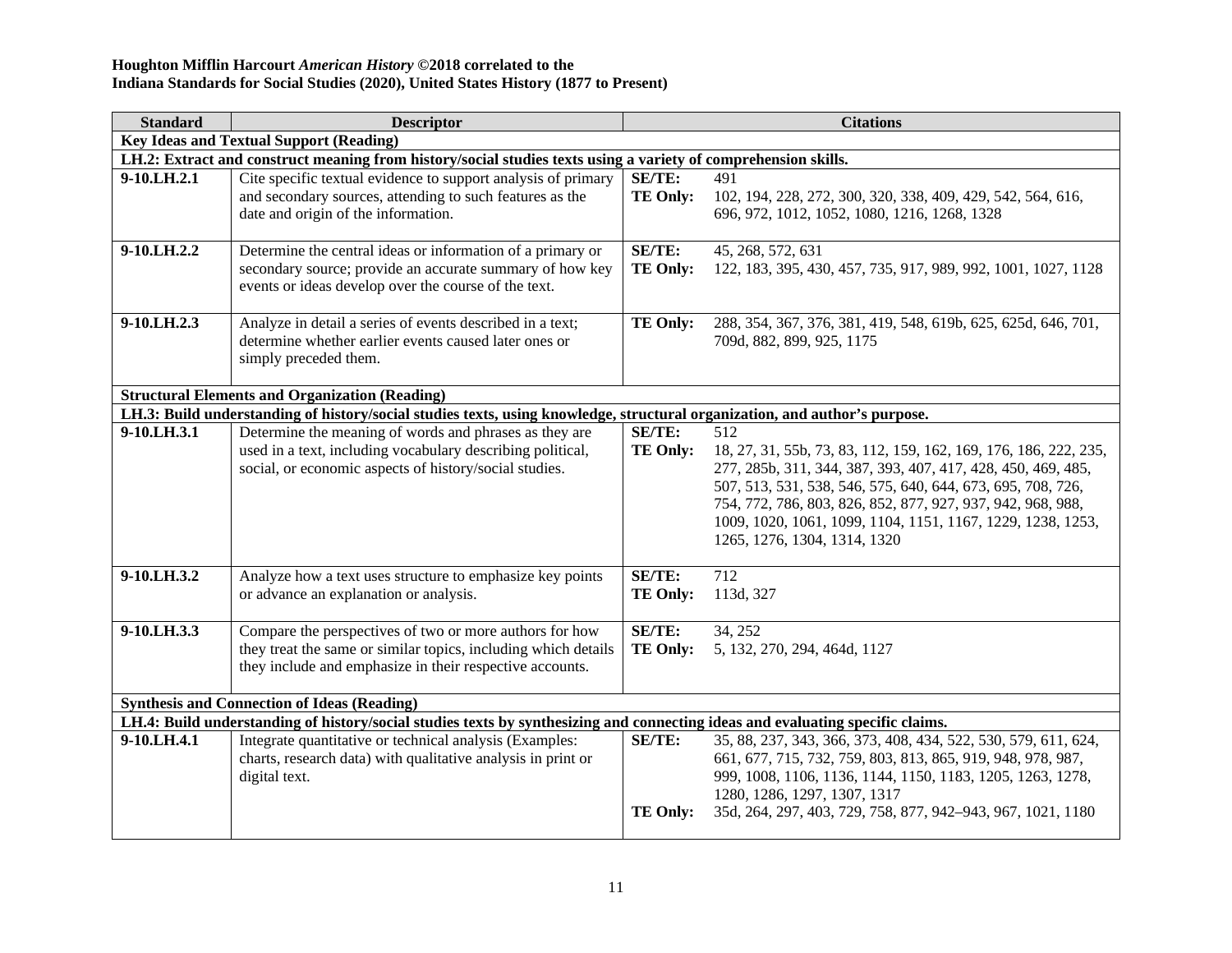**Houghton Mifflin Harcourt *American History* ©2018 correlated to the**
**Indiana Standards for Social Studies (2020), United States History (1877 to Present)**

| Standard | Descriptor | Citations |
|---|---|---|
| **Key Ideas and Textual Support (Reading)** | | |
| **LH.2: Extract and construct meaning from history/social studies texts using a variety of comprehension skills.** | | |
| **9-10.LH.2.1** | Cite specific textual evidence to support analysis of primary and secondary sources, attending to such features as the date and origin of the information. | **SE/TE:** 491<br>**TE Only:** 102, 194, 228, 272, 300, 320, 338, 409, 429, 542, 564, 616, 696, 972, 1012, 1052, 1080, 1216, 1268, 1328 |
| **9-10.LH.2.2** | Determine the central ideas or information of a primary or secondary source; provide an accurate summary of how key events or ideas develop over the course of the text. | **SE/TE:** 45, 268, 572, 631<br>**TE Only:** 122, 183, 395, 430, 457, 735, 917, 989, 992, 1001, 1027, 1128 |
| **9-10.LH.2.3** | Analyze in detail a series of events described in a text; determine whether earlier events caused later ones or simply preceded them. | **TE Only:** 288, 354, 367, 376, 381, 419, 548, 619b, 625, 625d, 646, 701, 709d, 882, 899, 925, 1175 |
| **Structural Elements and Organization (Reading)** | | |
| **LH.3: Build understanding of history/social studies texts, using knowledge, structural organization, and author's purpose.** | | |
| **9-10.LH.3.1** | Determine the meaning of words and phrases as they are used in a text, including vocabulary describing political, social, or economic aspects of history/social studies. | **SE/TE:** 512<br>**TE Only:** 18, 27, 31, 55b, 73, 83, 112, 159, 162, 169, 176, 186, 222, 235, 277, 285b, 311, 344, 387, 393, 407, 417, 428, 450, 469, 485, 507, 513, 531, 538, 546, 575, 640, 644, 673, 695, 708, 726, 754, 772, 786, 803, 826, 852, 877, 927, 937, 942, 968, 988, 1009, 1020, 1061, 1099, 1104, 1151, 1167, 1229, 1238, 1253, 1265, 1276, 1304, 1314, 1320 |
| **9-10.LH.3.2** | Analyze how a text uses structure to emphasize key points or advance an explanation or analysis. | **SE/TE:** 712<br>**TE Only:** 113d, 327 |
| **9-10.LH.3.3** | Compare the perspectives of two or more authors for how they treat the same or similar topics, including which details they include and emphasize in their respective accounts. | **SE/TE:** 34, 252<br>**TE Only:** 5, 132, 270, 294, 464d, 1127 |
| **Synthesis and Connection of Ideas (Reading)** | | |
| **LH.4: Build understanding of history/social studies texts by synthesizing and connecting ideas and evaluating specific claims.** | | |
| **9-10.LH.4.1** | Integrate quantitative or technical analysis (Examples: charts, research data) with qualitative analysis in print or digital text. | **SE/TE:** 35, 88, 237, 343, 366, 373, 408, 434, 522, 530, 579, 611, 624, 661, 677, 715, 732, 759, 803, 813, 865, 919, 948, 978, 987, 999, 1008, 1106, 1136, 1144, 1150, 1183, 1205, 1263, 1278, 1280, 1286, 1297, 1307, 1317<br>**TE Only:** 35d, 264, 297, 403, 729, 758, 877, 942–943, 967, 1021, 1180 |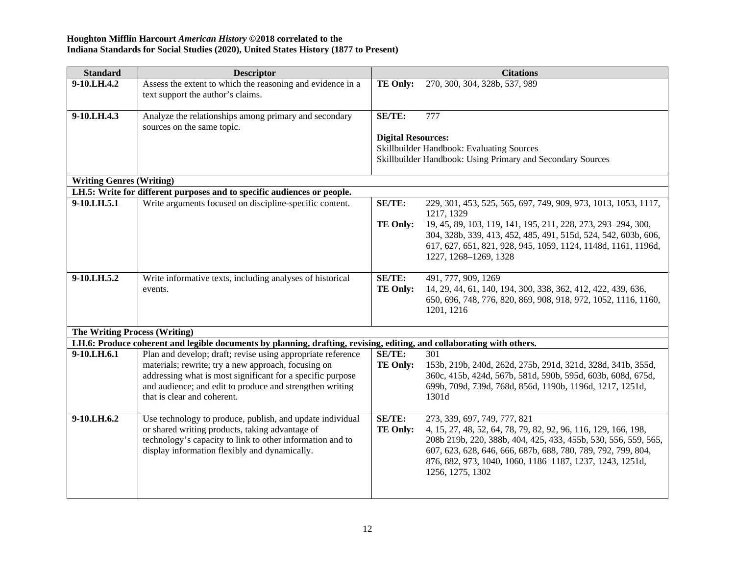**Houghton Mifflin Harcourt *American History* ©2018 correlated to the Indiana Standards for Social Studies (2020), United States History (1877 to Present)**

| Standard | Descriptor | Citations |
|---|---|---|
| **9-10.LH.4.2** | Assess the extent to which the reasoning and evidence in a text support the author's claims. | **TE Only:** 270, 300, 304, 328b, 537, 989 |
| **9-10.LH.4.3** | Analyze the relationships among primary and secondary sources on the same topic. | **SE/TE:** 777<br><br>**Digital Resources:**<br>Skillbuilder Handbook: Evaluating Sources<br>Skillbuilder Handbook: Using Primary and Secondary Sources |
| **Writing Genres (Writing)** | | |
| **LH.5: Write for different purposes and to specific audiences or people.** | | |
| **9-10.LH.5.1** | Write arguments focused on discipline-specific content. | **SE/TE:** 229, 301, 453, 525, 565, 697, 749, 909, 973, 1013, 1053, 1117, 1217, 1329<br>**TE Only:** 19, 45, 89, 103, 119, 141, 195, 211, 228, 273, 293–294, 300, 304, 328b, 339, 413, 452, 485, 491, 515d, 524, 542, 603b, 606, 617, 627, 651, 821, 928, 945, 1059, 1124, 1148d, 1161, 1196d, 1227, 1268–1269, 1328 |
| **9-10.LH.5.2** | Write informative texts, including analyses of historical events. | **SE/TE:** 491, 777, 909, 1269<br>**TE Only:** 14, 29, 44, 61, 140, 194, 300, 338, 362, 412, 422, 439, 636, 650, 696, 748, 776, 820, 869, 908, 918, 972, 1052, 1116, 1160, 1201, 1216 |
| **The Writing Process (Writing)** | | |
| **LH.6: Produce coherent and legible documents by planning, drafting, revising, editing, and collaborating with others.** | | |
| **9-10.LH.6.1** | Plan and develop; draft; revise using appropriate reference materials; rewrite; try a new approach, focusing on addressing what is most significant for a specific purpose and audience; and edit to produce and strengthen writing that is clear and coherent. | **SE/TE:** 301<br>**TE Only:** 153b, 219b, 240d, 262d, 275b, 291d, 321d, 328d, 341b, 355d, 360c, 415b, 424d, 567b, 581d, 590b, 595d, 603b, 608d, 675d, 699b, 709d, 739d, 768d, 856d, 1190b, 1196d, 1217, 1251d, 1301d |
| **9-10.LH.6.2** | Use technology to produce, publish, and update individual or shared writing products, taking advantage of technology's capacity to link to other information and to display information flexibly and dynamically. | **SE/TE:** 273, 339, 697, 749, 777, 821<br>**TE Only:** 4, 15, 27, 48, 52, 64, 78, 79, 82, 92, 96, 116, 129, 166, 198, 208b 219b, 220, 388b, 404, 425, 433, 455b, 530, 556, 559, 565, 607, 623, 628, 646, 666, 687b, 688, 780, 789, 792, 799, 804, 876, 882, 973, 1040, 1060, 1186–1187, 1237, 1243, 1251d, 1256, 1275, 1302 |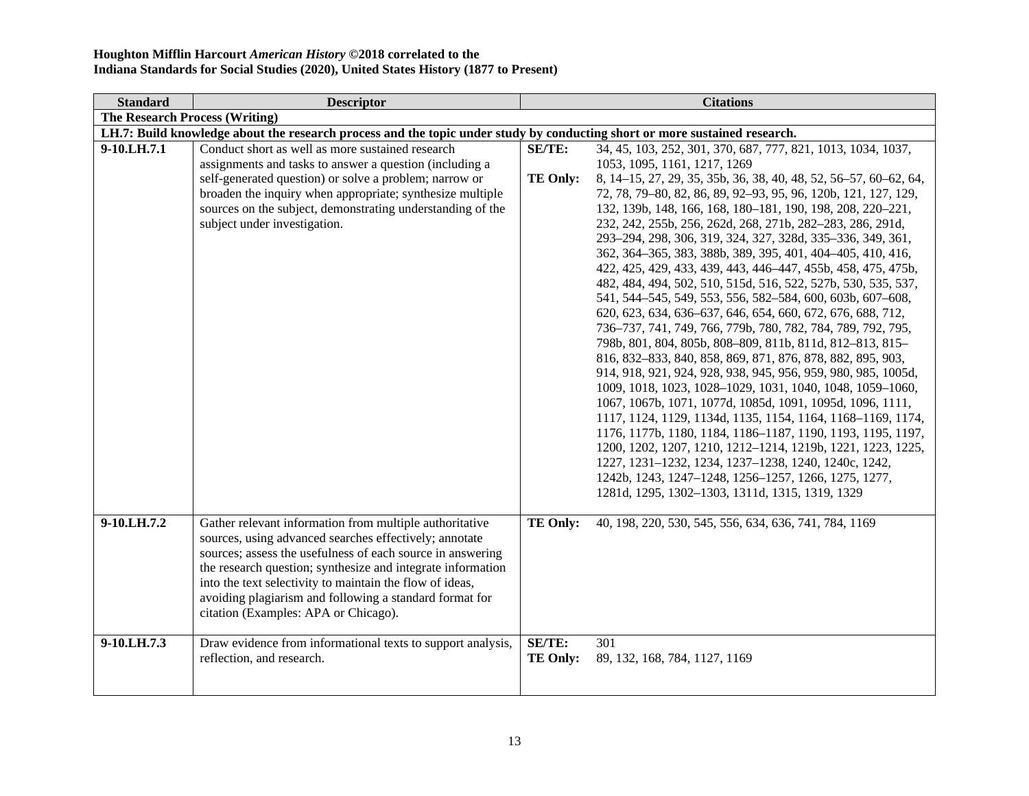**Houghton Mifflin Harcourt *American History* ©2018 correlated to the**
**Indiana Standards for Social Studies (2020), United States History (1877 to Present)**

| Standard | Descriptor | Citations | |
|---|---|---|---|
| **The Research Process (Writing)** | | | |
| **LH.7: Build knowledge about the research process and the topic under study by conducting short or more sustained research.** | | | |
| **9-10.LH.7.1** | Conduct short as well as more sustained research assignments and tasks to answer a question (including a self-generated question) or solve a problem; narrow or broaden the inquiry when appropriate; synthesize multiple sources on the subject, demonstrating understanding of the subject under investigation. | **SE/TE:** | 34, 45, 103, 252, 301, 370, 687, 777, 821, 1013, 1034, 1037, 1053, 1095, 1161, 1217, 1269 |
| | | **TE Only:** | 8, 14–15, 27, 29, 35, 35b, 36, 38, 40, 48, 52, 56–57, 60–62, 64, 72, 78, 79–80, 82, 86, 89, 92–93, 95, 96, 120b, 121, 127, 129, 132, 139b, 148, 166, 168, 180–181, 190, 198, 208, 220–221, 232, 242, 255b, 256, 262d, 268, 271b, 282–283, 286, 291d, 293–294, 298, 306, 319, 324, 327, 328d, 335–336, 349, 361, 362, 364–365, 383, 388b, 389, 395, 401, 404–405, 410, 416, 422, 425, 429, 433, 439, 443, 446–447, 455b, 458, 475, 475b, 482, 484, 494, 502, 510, 515d, 516, 522, 527b, 530, 535, 537, 541, 544–545, 549, 553, 556, 582–584, 600, 603b, 607–608, 620, 623, 634, 636–637, 646, 654, 660, 672, 676, 688, 712, 736–737, 741, 749, 766, 779b, 780, 782, 784, 789, 792, 795, 798b, 801, 804, 805b, 808–809, 811b, 811d, 812–813, 815–816, 832–833, 840, 858, 869, 871, 876, 878, 882, 895, 903, 914, 918, 921, 924, 928, 938, 945, 956, 959, 980, 985, 1005d, 1009, 1018, 1023, 1028–1029, 1031, 1040, 1048, 1059–1060, 1067, 1067b, 1071, 1077d, 1085d, 1091, 1095d, 1096, 1111, 1117, 1124, 1129, 1134d, 1135, 1154, 1164, 1168–1169, 1174, 1176, 1177b, 1180, 1184, 1186–1187, 1190, 1193, 1195, 1197, 1200, 1202, 1207, 1210, 1212–1214, 1219b, 1221, 1223, 1225, 1227, 1231–1232, 1234, 1237–1238, 1240, 1240c, 1242, 1242b, 1243, 1247–1248, 1256–1257, 1266, 1275, 1277, 1281d, 1295, 1302–1303, 1311d, 1315, 1319, 1329 |
| **9-10.LH.7.2** | Gather relevant information from multiple authoritative sources, using advanced searches effectively; annotate sources; assess the usefulness of each source in answering the research question; synthesize and integrate information into the text selectivity to maintain the flow of ideas, avoiding plagiarism and following a standard format for citation (Examples: APA or Chicago). | **TE Only:** | 40, 198, 220, 530, 545, 556, 634, 636, 741, 784, 1169 |
| **9-10.LH.7.3** | Draw evidence from informational texts to support analysis, reflection, and research. | **SE/TE:** | 301 |
| | | **TE Only:** | 89, 132, 168, 784, 1127, 1169 |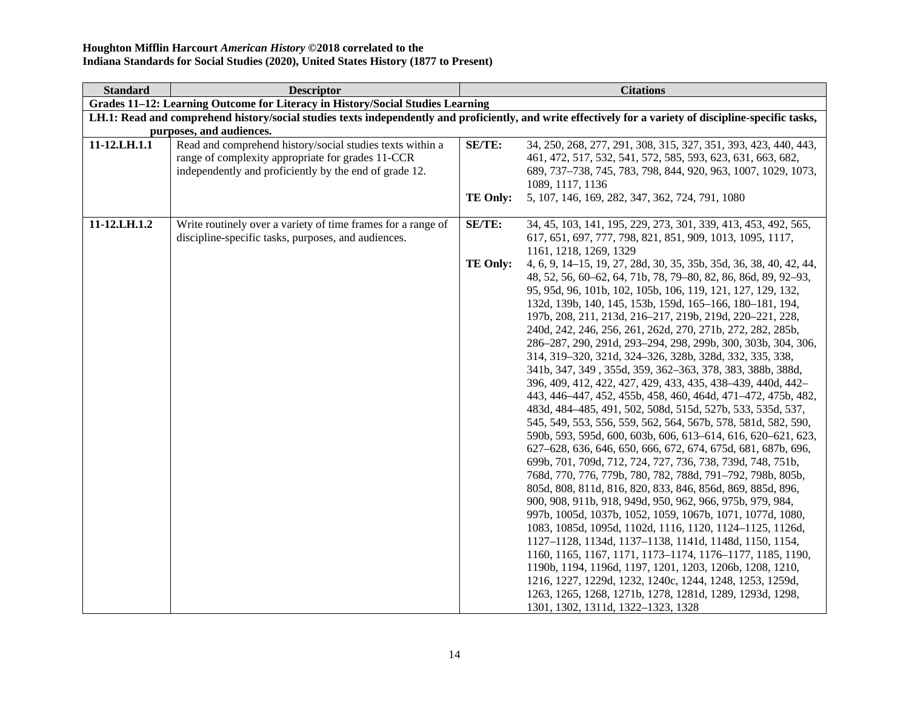**Houghton Mifflin Harcourt *American History* ©2018 correlated to the**
**Indiana Standards for Social Studies (2020), United States History (1877 to Present)**

| Standard | Descriptor | Citations | |
|---|---|---|---|
| **Grades 11–12: Learning Outcome for Literacy in History/Social Studies Learning** | | | |
| **LH.1: Read and comprehend history/social studies texts independently and proficiently, and write effectively for a variety of discipline-specific tasks, purposes, and audiences.** | | | |
| **11-12.LH.1.1** | Read and comprehend history/social studies texts within a range of complexity appropriate for grades 11-CCR independently and proficiently by the end of grade 12. | **SE/TE:** | 34, 250, 268, 277, 291, 308, 315, 327, 351, 393, 423, 440, 443, 461, 472, 517, 532, 541, 572, 585, 593, 623, 631, 663, 682, 689, 737–738, 745, 783, 798, 844, 920, 963, 1007, 1029, 1073, 1089, 1117, 1136 |
| | | **TE Only:** | 5, 107, 146, 169, 282, 347, 362, 724, 791, 1080 |
| **11-12.LH.1.2** | Write routinely over a variety of time frames for a range of discipline-specific tasks, purposes, and audiences. | **SE/TE:** | 34, 45, 103, 141, 195, 229, 273, 301, 339, 413, 453, 492, 565, 617, 651, 697, 777, 798, 821, 851, 909, 1013, 1095, 1117, 1161, 1218, 1269, 1329 |
| | | **TE Only:** | 4, 6, 9, 14–15, 19, 27, 28d, 30, 35, 35b, 35d, 36, 38, 40, 42, 44, 48, 52, 56, 60–62, 64, 71b, 78, 79–80, 82, 86, 86d, 89, 92–93, 95, 95d, 96, 101b, 102, 105b, 106, 119, 121, 127, 129, 132, 132d, 139b, 140, 145, 153b, 159d, 165–166, 180–181, 194, 197b, 208, 211, 213d, 216–217, 219b, 219d, 220–221, 228, 240d, 242, 246, 256, 261, 262d, 270, 271b, 272, 282, 285b, 286–287, 290, 291d, 293–294, 298, 299b, 300, 303b, 304, 306, 314, 319–320, 321d, 324–326, 328b, 328d, 332, 335, 338, 341b, 347, 349 , 355d, 359, 362–363, 378, 383, 388b, 388d, 396, 409, 412, 422, 427, 429, 433, 435, 438–439, 440d, 442–443, 446–447, 452, 455b, 458, 460, 464d, 471–472, 475b, 482, 483d, 484–485, 491, 502, 508d, 515d, 527b, 533, 535d, 537, 545, 549, 553, 556, 559, 562, 564, 567b, 578, 581d, 582, 590, 590b, 593, 595d, 600, 603b, 606, 613–614, 616, 620–621, 623, 627–628, 636, 646, 650, 666, 672, 674, 675d, 681, 687b, 696, 699b, 701, 709d, 712, 724, 727, 736, 738, 739d, 748, 751b, 768d, 770, 776, 779b, 780, 782, 788d, 791–792, 798b, 805b, 805d, 808, 811d, 816, 820, 833, 846, 856d, 869, 885d, 896, 900, 908, 911b, 918, 949d, 950, 962, 966, 975b, 979, 984, 997b, 1005d, 1037b, 1052, 1059, 1067b, 1071, 1077d, 1080, 1083, 1085d, 1095d, 1102d, 1116, 1120, 1124–1125, 1126d, 1127–1128, 1134d, 1137–1138, 1141d, 1148d, 1150, 1154, 1160, 1165, 1167, 1171, 1173–1174, 1176–1177, 1185, 1190, 1190b, 1194, 1196d, 1197, 1201, 1203, 1206b, 1208, 1210, 1216, 1227, 1229d, 1232, 1240c, 1244, 1248, 1253, 1259d, 1263, 1265, 1268, 1271b, 1278, 1281d, 1289, 1293d, 1298, 1301, 1302, 1311d, 1322–1323, 1328 |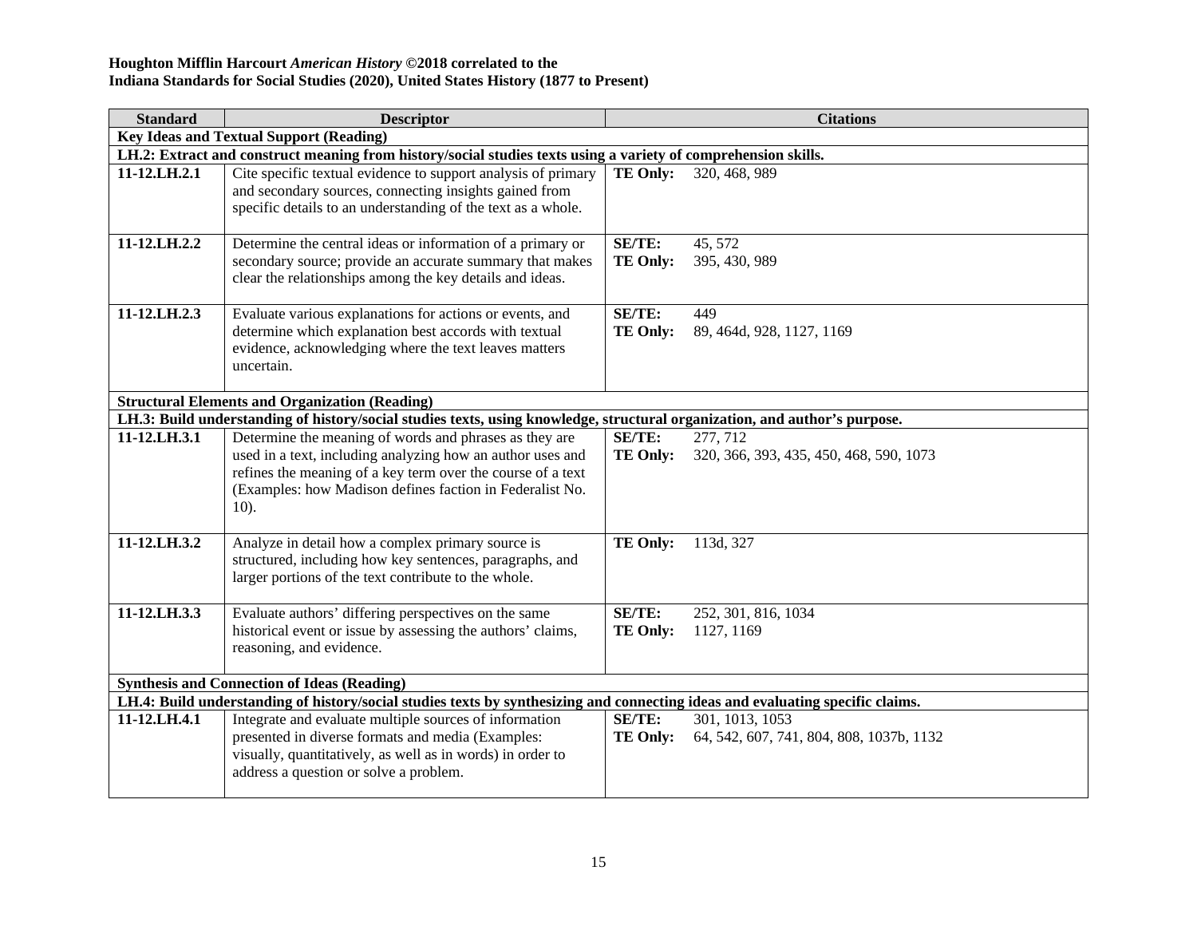**Houghton Mifflin Harcourt *American History* ©2018 correlated to the**
**Indiana Standards for Social Studies (2020), United States History (1877 to Present)**

| Standard | Descriptor | Citations |
|---|---|---|
| **Key Ideas and Textual Support (Reading)** | | |
| **LH.2: Extract and construct meaning from history/social studies texts using a variety of comprehension skills.** | | |
| **11-12.LH.2.1** | Cite specific textual evidence to support analysis of primary and secondary sources, connecting insights gained from specific details to an understanding of the text as a whole. | **TE Only:** 320, 468, 989 |
| **11-12.LH.2.2** | Determine the central ideas or information of a primary or secondary source; provide an accurate summary that makes clear the relationships among the key details and ideas. | **SE/TE:** 45, 572<br>**TE Only:** 395, 430, 989 |
| **11-12.LH.2.3** | Evaluate various explanations for actions or events, and determine which explanation best accords with textual evidence, acknowledging where the text leaves matters uncertain. | **SE/TE:** 449<br>**TE Only:** 89, 464d, 928, 1127, 1169 |
| **Structural Elements and Organization (Reading)** | | |
| **LH.3: Build understanding of history/social studies texts, using knowledge, structural organization, and author's purpose.** | | |
| **11-12.LH.3.1** | Determine the meaning of words and phrases as they are used in a text, including analyzing how an author uses and refines the meaning of a key term over the course of a text (Examples: how Madison defines faction in Federalist No. 10). | **SE/TE:** 277, 712<br>**TE Only:** 320, 366, 393, 435, 450, 468, 590, 1073 |
| **11-12.LH.3.2** | Analyze in detail how a complex primary source is structured, including how key sentences, paragraphs, and larger portions of the text contribute to the whole. | **TE Only:** 113d, 327 |
| **11-12.LH.3.3** | Evaluate authors' differing perspectives on the same historical event or issue by assessing the authors' claims, reasoning, and evidence. | **SE/TE:** 252, 301, 816, 1034<br>**TE Only:** 1127, 1169 |
| **Synthesis and Connection of Ideas (Reading)** | | |
| **LH.4: Build understanding of history/social studies texts by synthesizing and connecting ideas and evaluating specific claims.** | | |
| **11-12.LH.4.1** | Integrate and evaluate multiple sources of information presented in diverse formats and media (Examples: visually, quantitatively, as well as in words) in order to address a question or solve a problem. | **SE/TE:** 301, 1013, 1053<br>**TE Only:** 64, 542, 607, 741, 804, 808, 1037b, 1132 |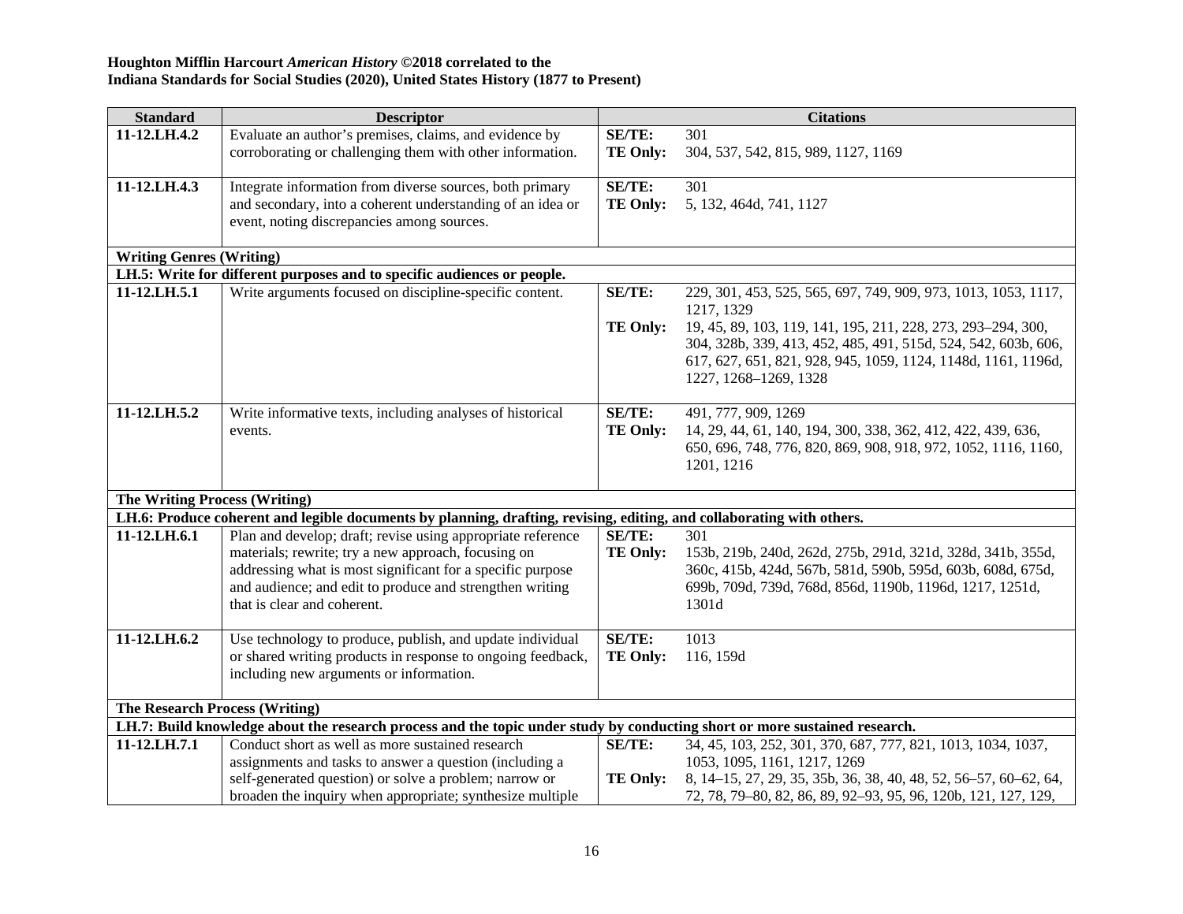**Houghton Mifflin Harcourt *American History* ©2018 correlated to the**
**Indiana Standards for Social Studies (2020), United States History (1877 to Present)**

| Standard | Descriptor | Citations |
|---|---|---|
| **11-12.LH.4.2** | Evaluate an author's premises, claims, and evidence by corroborating or challenging them with other information. | **SE/TE:** 301<br>**TE Only:** 304, 537, 542, 815, 989, 1127, 1169 |
| **11-12.LH.4.3** | Integrate information from diverse sources, both primary and secondary, into a coherent understanding of an idea or event, noting discrepancies among sources. | **SE/TE:** 301<br>**TE Only:** 5, 132, 464d, 741, 1127 |
| **Writing Genres (Writing)** | | |
| **LH.5: Write for different purposes and to specific audiences or people.** | | |
| **11-12.LH.5.1** | Write arguments focused on discipline-specific content. | **SE/TE:** 229, 301, 453, 525, 565, 697, 749, 909, 973, 1013, 1053, 1117, 1217, 1329<br>**TE Only:** 19, 45, 89, 103, 119, 141, 195, 211, 228, 273, 293–294, 300, 304, 328b, 339, 413, 452, 485, 491, 515d, 524, 542, 603b, 606, 617, 627, 651, 821, 928, 945, 1059, 1124, 1148d, 1161, 1196d, 1227, 1268–1269, 1328 |
| **11-12.LH.5.2** | Write informative texts, including analyses of historical events. | **SE/TE:** 491, 777, 909, 1269<br>**TE Only:** 14, 29, 44, 61, 140, 194, 300, 338, 362, 412, 422, 439, 636, 650, 696, 748, 776, 820, 869, 908, 918, 972, 1052, 1116, 1160, 1201, 1216 |
| **The Writing Process (Writing)** | | |
| **LH.6: Produce coherent and legible documents by planning, drafting, revising, editing, and collaborating with others.** | | |
| **11-12.LH.6.1** | Plan and develop; draft; revise using appropriate reference materials; rewrite; try a new approach, focusing on addressing what is most significant for a specific purpose and audience; and edit to produce and strengthen writing that is clear and coherent. | **SE/TE:** 301<br>**TE Only:** 153b, 219b, 240d, 262d, 275b, 291d, 321d, 328d, 341b, 355d, 360c, 415b, 424d, 567b, 581d, 590b, 595d, 603b, 608d, 675d, 699b, 709d, 739d, 768d, 856d, 1190b, 1196d, 1217, 1251d, 1301d |
| **11-12.LH.6.2** | Use technology to produce, publish, and update individual or shared writing products in response to ongoing feedback, including new arguments or information. | **SE/TE:** 1013<br>**TE Only:** 116, 159d |
| **The Research Process (Writing)** | | |
| **LH.7: Build knowledge about the research process and the topic under study by conducting short or more sustained research.** | | |
| **11-12.LH.7.1** | Conduct short as well as more sustained research assignments and tasks to answer a question (including a self-generated question) or solve a problem; narrow or broaden the inquiry when appropriate; synthesize multiple | **SE/TE:** 34, 45, 103, 252, 301, 370, 687, 777, 821, 1013, 1034, 1037, 1053, 1095, 1161, 1217, 1269<br>**TE Only:** 8, 14–15, 27, 29, 35, 35b, 36, 38, 40, 48, 52, 56–57, 60–62, 64, 72, 78, 79–80, 82, 86, 89, 92–93, 95, 96, 120b, 121, 127, 129, |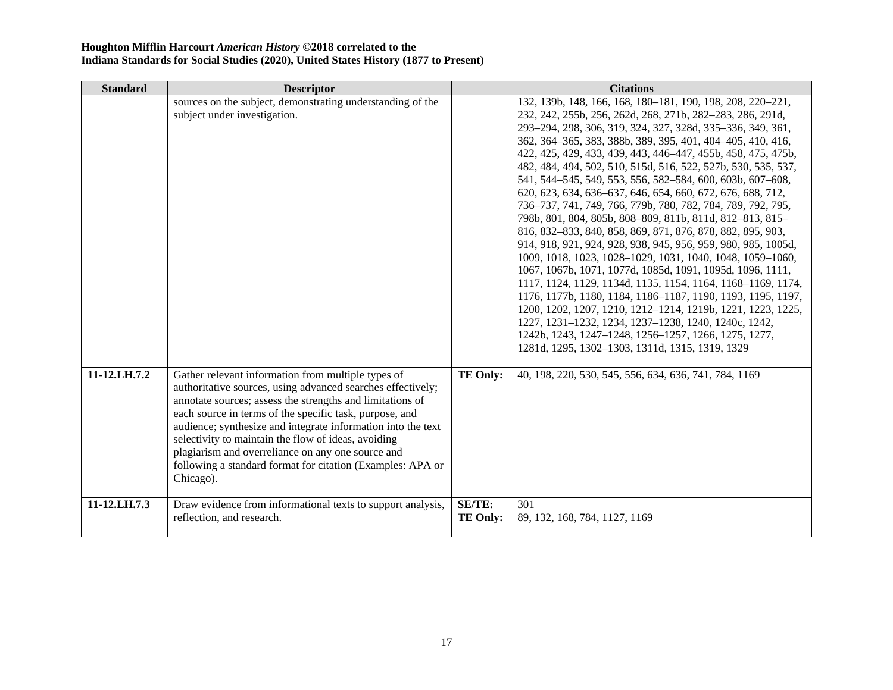**Houghton Mifflin Harcourt *American History* ©2018 correlated to the**
**Indiana Standards for Social Studies (2020), United States History (1877 to Present)**

| Standard | Descriptor | Citations |
|---|---|---|
| | sources on the subject, demonstrating understanding of the subject under investigation. | 132, 139b, 148, 166, 168, 180–181, 190, 198, 208, 220–221, 232, 242, 255b, 256, 262d, 268, 271b, 282–283, 286, 291d, 293–294, 298, 306, 319, 324, 327, 328d, 335–336, 349, 361, 362, 364–365, 383, 388b, 389, 395, 401, 404–405, 410, 416, 422, 425, 429, 433, 439, 443, 446–447, 455b, 458, 475, 475b, 482, 484, 494, 502, 510, 515d, 516, 522, 527b, 530, 535, 537, 541, 544–545, 549, 553, 556, 582–584, 600, 603b, 607–608, 620, 623, 634, 636–637, 646, 654, 660, 672, 676, 688, 712, 736–737, 741, 749, 766, 779b, 780, 782, 784, 789, 792, 795, 798b, 801, 804, 805b, 808–809, 811b, 811d, 812–813, 815–816, 832–833, 840, 858, 869, 871, 876, 878, 882, 895, 903, 914, 918, 921, 924, 928, 938, 945, 956, 959, 980, 985, 1005d, 1009, 1018, 1023, 1028–1029, 1031, 1040, 1048, 1059–1060, 1067, 1067b, 1071, 1077d, 1085d, 1091, 1095d, 1096, 1111, 1117, 1124, 1129, 1134d, 1135, 1154, 1164, 1168–1169, 1174, 1176, 1177b, 1180, 1184, 1186–1187, 1190, 1193, 1195, 1197, 1200, 1202, 1207, 1210, 1212–1214, 1219b, 1221, 1223, 1225, 1227, 1231–1232, 1234, 1237–1238, 1240, 1240c, 1242, 1242b, 1243, 1247–1248, 1256–1257, 1266, 1275, 1277, 1281d, 1295, 1302–1303, 1311d, 1315, 1319, 1329 |
| **11-12.LH.7.2** | Gather relevant information from multiple types of authoritative sources, using advanced searches effectively; annotate sources; assess the strengths and limitations of each source in terms of the specific task, purpose, and audience; synthesize and integrate information into the text selectivity to maintain the flow of ideas, avoiding plagiarism and overreliance on any one source and following a standard format for citation (Examples: APA or Chicago). | **TE Only:** 40, 198, 220, 530, 545, 556, 634, 636, 741, 784, 1169 |
| **11-12.LH.7.3** | Draw evidence from informational texts to support analysis, reflection, and research. | **SE/TE:** 301<br>**TE Only:** 89, 132, 168, 784, 1127, 1169 |